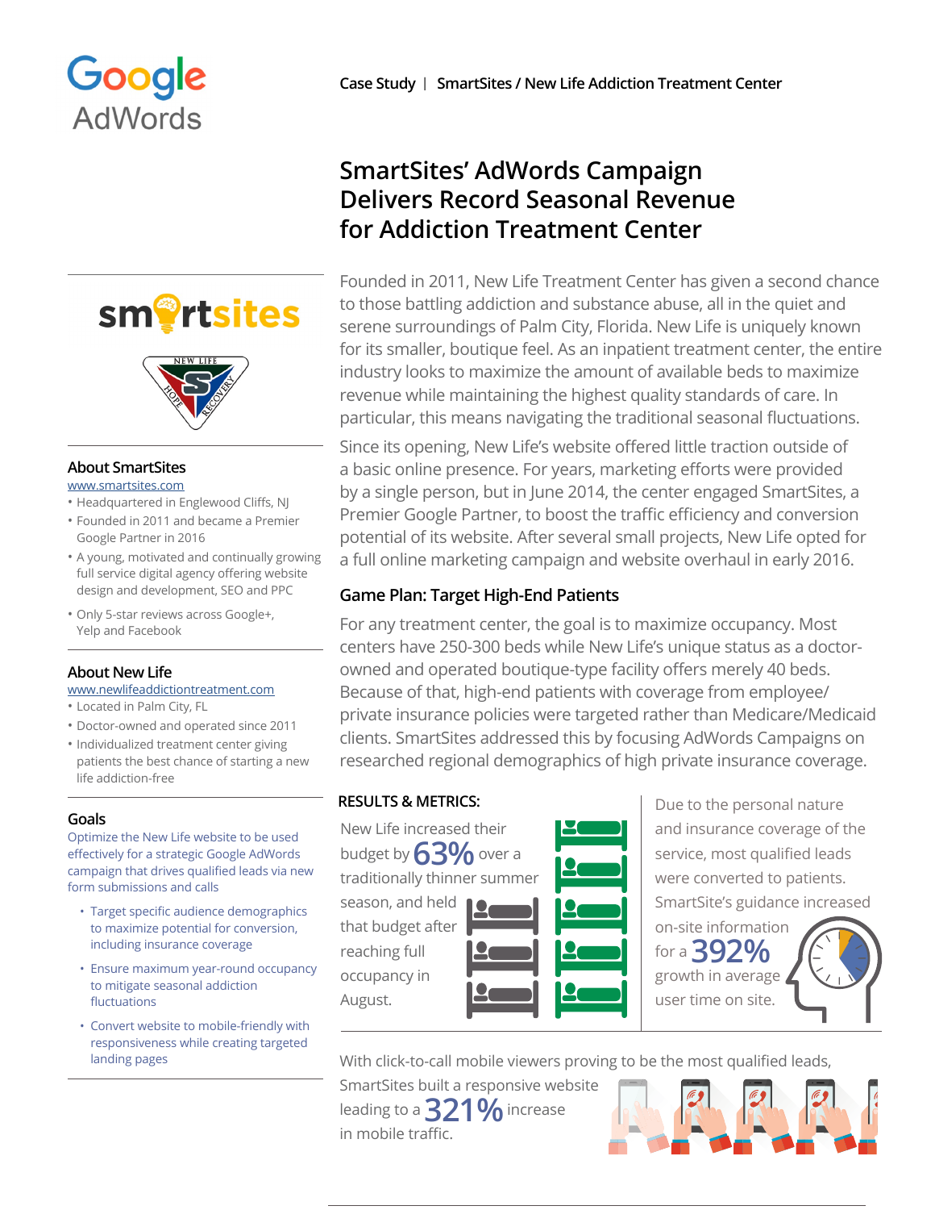Google AdWords

**Case Study | SmartSites / New Life Addiction Treatment Center**

# SmartSites' AdWords Campaign Delivers Record Seasonal Revenue for Addiction Treatment Center

Founded in 2011, New Life Treatment Center has given a second chance to those battling addiction and substance abuse, all in the quiet and serene surroundings of Palm City, Florida. New Life is uniquely known for its smaller, boutique feel. As an inpatient treatment center, the entire industry looks to maximize the amount of available beds to maximize revenue while maintaining the highest quality standards of care. In particular, this means navigating the traditional seasonal fluctuations.

Since its opening, New Life's website offered little traction outside of a basic online presence. For years, marketing efforts were provided by a single person, but in June 2014, the center engaged SmartSites, a Premier Google Partner, to boost the traffic efficiency and conversion potential of its website. After several small projects, New Life opted for a full online marketing campaign and website overhaul in early 2016.

## Game Plan: Target High-End Patients

For any treatment center, the goal is to maximize occupancy. Most centers have 250-300 beds while New Life's unique status as a doctor-owned and operated boutique-type facility offers merely 40 beds. Because of that, high-end patients with coverage from employee/private insurance policies were targeted rather than Medicare/Medicaid clients. SmartSites addressed this by focusing AdWords Campaigns on researched regional demographics of high private insurance coverage.

## RESULTS & METRICS:

New Life increased their budget by **63%** over a traditionally thinner summer season, and held that budget after reaching full occupancy in August.

Due to the personal nature and insurance coverage of the service, most qualified leads were converted to patients. SmartSite's guidance increased on-site information for a **392%** growth in average user time on site.

With click-to-call mobile viewers proving to be the most qualified leads, SmartSites built a responsive website leading to a **321%** increase in mobile traffic.

### About SmartSites

www.smartsites.com

- Headquartered in Englewood Cliffs, NJ
- Founded in 2011 and became a Premier Google Partner in 2016
- A young, motivated and continually growing full service digital agency offering website design and development, SEO and PPC
- Only 5-star reviews across Google+, Yelp and Facebook

### About New Life

www.newlifeaddictiontreatment.com

- Located in Palm City, FL
- Doctor-owned and operated since 2011
- Individualized treatment center giving patients the best chance of starting a new life addiction-free

### Goals

Optimize the New Life website to be used effectively for a strategic Google AdWords campaign that drives qualified leads via new form submissions and calls

- Target specific audience demographics to maximize potential for conversion, including insurance coverage
- Ensure maximum year-round occupancy to mitigate seasonal addiction fluctuations
- Convert website to mobile-friendly with responsiveness while creating targeted landing pages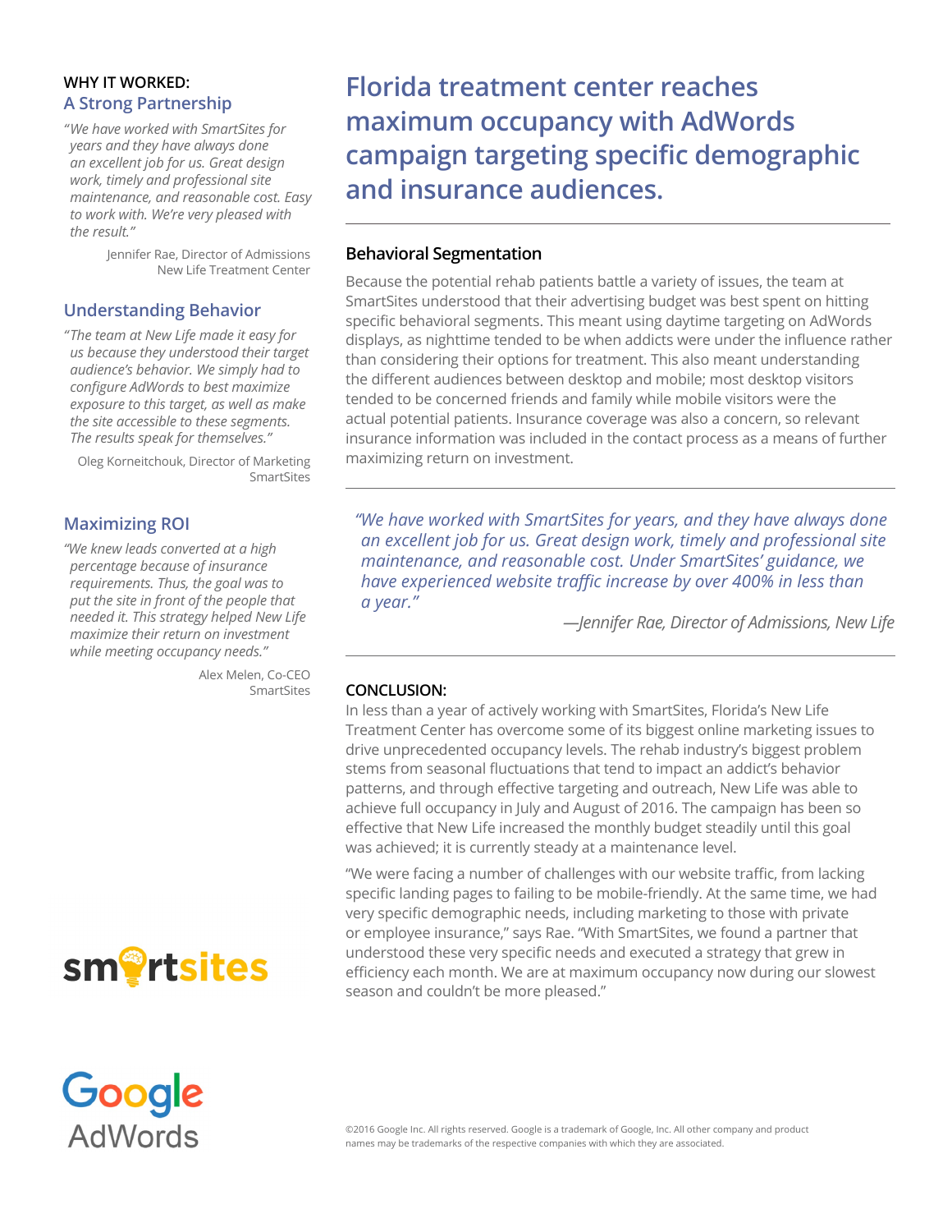**WHY IT WORKED:**

### A Strong Partnership

*"We have worked with SmartSites for years and they have always done an excellent job for us. Great design work, timely and professional site maintenance, and reasonable cost. Easy to work with. We're very pleased with the result."*

Jennifer Rae, Director of Admissions
New Life Treatment Center

### Understanding Behavior

*"The team at New Life made it easy for us because they understood their target audience's behavior. We simply had to configure AdWords to best maximize exposure to this target, as well as make the site accessible to these segments. The results speak for themselves."*

Oleg Korneitchouk, Director of Marketing
SmartSites

### Maximizing ROI

*"We knew leads converted at a high percentage because of insurance requirements. Thus, the goal was to put the site in front of the people that needed it. This strategy helped New Life maximize their return on investment while meeting occupancy needs."*

Alex Melen, Co-CEO
SmartSites

smartsites

Google AdWords

# Florida treatment center reaches maximum occupancy with AdWords campaign targeting specific demographic and insurance audiences.

## Behavioral Segmentation

Because the potential rehab patients battle a variety of issues, the team at SmartSites understood that their advertising budget was best spent on hitting specific behavioral segments. This meant using daytime targeting on AdWords displays, as nighttime tended to be when addicts were under the influence rather than considering their options for treatment. This also meant understanding the different audiences between desktop and mobile; most desktop visitors tended to be concerned friends and family while mobile visitors were the actual potential patients. Insurance coverage was also a concern, so relevant insurance information was included in the contact process as a means of further maximizing return on investment.

*"We have worked with SmartSites for years, and they have always done an excellent job for us. Great design work, timely and professional site maintenance, and reasonable cost. Under SmartSites' guidance, we have experienced website traffic increase by over 400% in less than a year."*

*—Jennifer Rae, Director of Admissions, New Life*

## CONCLUSION:

In less than a year of actively working with SmartSites, Florida's New Life Treatment Center has overcome some of its biggest online marketing issues to drive unprecedented occupancy levels. The rehab industry's biggest problem stems from seasonal fluctuations that tend to impact an addict's behavior patterns, and through effective targeting and outreach, New Life was able to achieve full occupancy in July and August of 2016. The campaign has been so effective that New Life increased the monthly budget steadily until this goal was achieved; it is currently steady at a maintenance level.

"We were facing a number of challenges with our website traffic, from lacking specific landing pages to failing to be mobile-friendly. At the same time, we had very specific demographic needs, including marketing to those with private or employee insurance," says Rae. "With SmartSites, we found a partner that understood these very specific needs and executed a strategy that grew in efficiency each month. We are at maximum occupancy now during our slowest season and couldn't be more pleased."

©2016 Google Inc. All rights reserved. Google is a trademark of Google, Inc. All other company and product names may be trademarks of the respective companies with which they are associated.